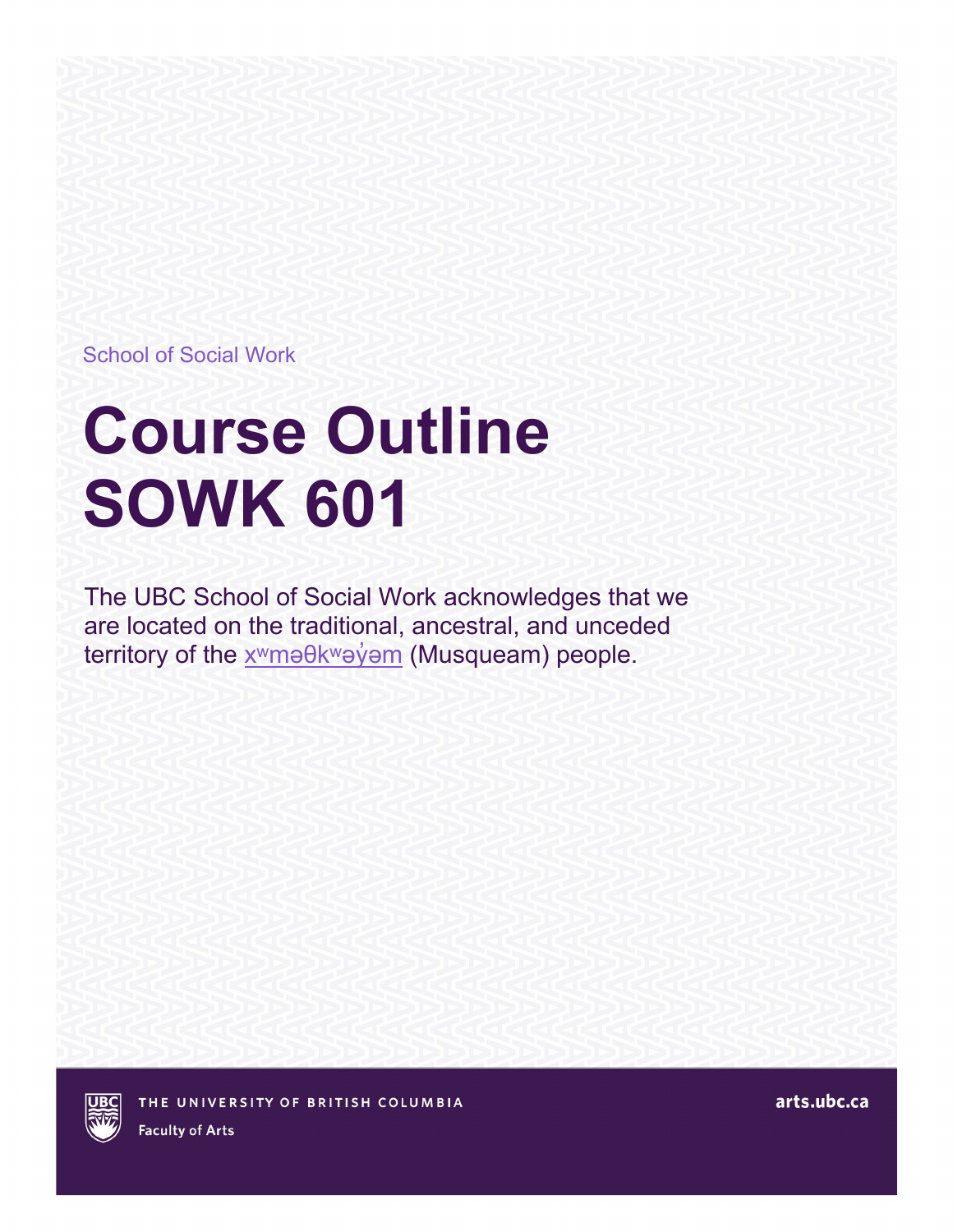School of Social Work

# Course Outline SOWK 601

The UBC School of Social Work acknowledges that we are located on the traditional, ancestral, and unceded territory of the xʷməθkʷəy̓əm (Musqueam) people.

THE UNIVERSITY OF BRITISH COLUMBIA

Faculty of Arts

arts.ubc.ca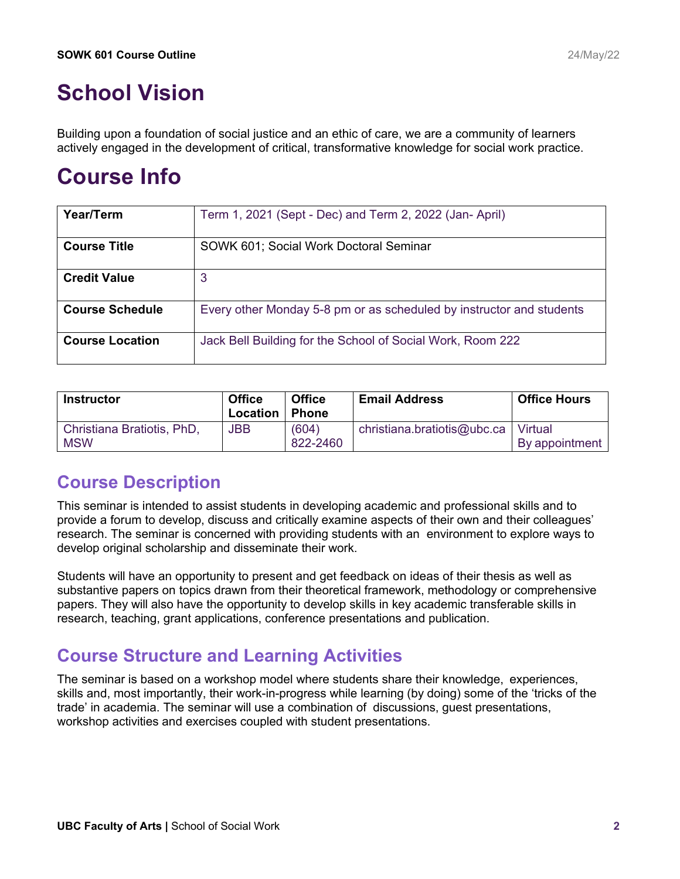# School Vision

Building upon a foundation of social justice and an ethic of care, we are a community of learners actively engaged in the development of critical, transformative knowledge for social work practice.

# Course Info

| Year/Term | Term 1, 2021 (Sept - Dec) and Term 2, 2022 (Jan- April) |
|---|---|
| Course Title | SOWK 601; Social Work Doctoral Seminar |
| Credit Value | 3 |
| Course Schedule | Every other Monday 5-8 pm or as scheduled by instructor and students |
| Course Location | Jack Bell Building for the School of Social Work, Room 222 |

| Instructor | Office Location | Office Phone | Email Address | Office Hours |
|---|---|---|---|---|
| Christiana Bratiotis, PhD, MSW | JBB | (604) 822-2460 | christiana.bratiotis@ubc.ca | Virtual By appointment |

## Course Description

This seminar is intended to assist students in developing academic and professional skills and to provide a forum to develop, discuss and critically examine aspects of their own and their colleagues' research. The seminar is concerned with providing students with an environment to explore ways to develop original scholarship and disseminate their work.

Students will have an opportunity to present and get feedback on ideas of their thesis as well as substantive papers on topics drawn from their theoretical framework, methodology or comprehensive papers. They will also have the opportunity to develop skills in key academic transferable skills in research, teaching, grant applications, conference presentations and publication.

## Course Structure and Learning Activities

The seminar is based on a workshop model where students share their knowledge, experiences, skills and, most importantly, their work-in-progress while learning (by doing) some of the 'tricks of the trade' in academia. The seminar will use a combination of discussions, guest presentations, workshop activities and exercises coupled with student presentations.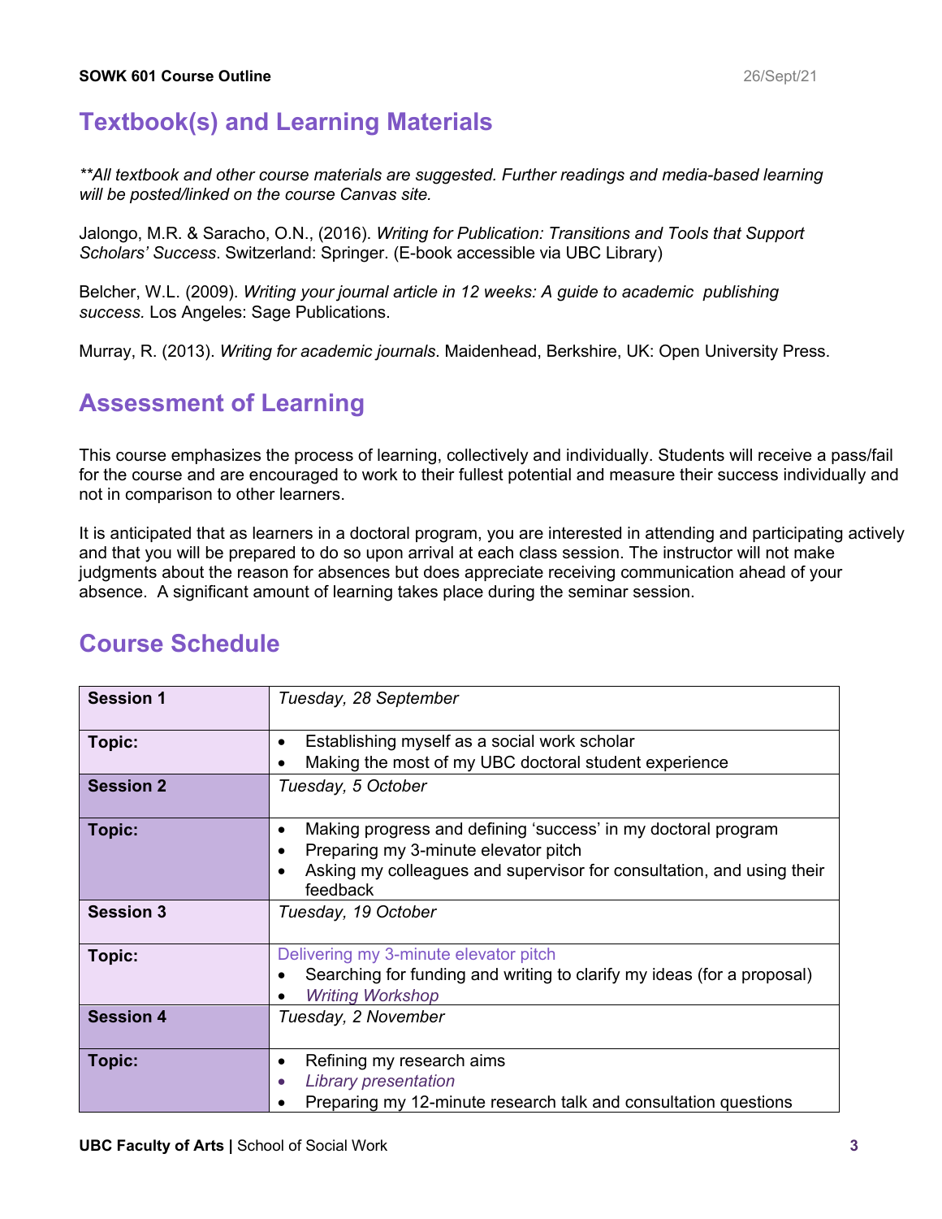## Textbook(s) and Learning Materials

*\*\*All textbook and other course materials are suggested. Further readings and media-based learning will be posted/linked on the course Canvas site.*

Jalongo, M.R. & Saracho, O.N., (2016). *Writing for Publication: Transitions and Tools that Support Scholars' Success*. Switzerland: Springer. (E-book accessible via UBC Library)

Belcher, W.L. (2009). *Writing your journal article in 12 weeks: A guide to academic publishing success.* Los Angeles: Sage Publications.

Murray, R. (2013). *Writing for academic journals*. Maidenhead, Berkshire, UK: Open University Press.

## Assessment of Learning

This course emphasizes the process of learning, collectively and individually. Students will receive a pass/fail for the course and are encouraged to work to their fullest potential and measure their success individually and not in comparison to other learners.

It is anticipated that as learners in a doctoral program, you are interested in attending and participating actively and that you will be prepared to do so upon arrival at each class session. The instructor will not make judgments about the reason for absences but does appreciate receiving communication ahead of your absence. A significant amount of learning takes place during the seminar session.

## Course Schedule

| | |
|---|---|
| **Session 1** | *Tuesday, 28 September* |
| **Topic:** | • Establishing myself as a social work scholar<br>• Making the most of my UBC doctoral student experience |
| **Session 2** | *Tuesday, 5 October* |
| **Topic:** | • Making progress and defining 'success' in my doctoral program<br>• Preparing my 3-minute elevator pitch<br>• Asking my colleagues and supervisor for consultation, and using their feedback |
| **Session 3** | *Tuesday, 19 October* |
| **Topic:** | Delivering my 3-minute elevator pitch<br>• Searching for funding and writing to clarify my ideas (for a proposal)<br>• *Writing Workshop* |
| **Session 4** | *Tuesday, 2 November* |
| **Topic:** | • Refining my research aims<br>• *Library presentation*<br>• Preparing my 12-minute research talk and consultation questions |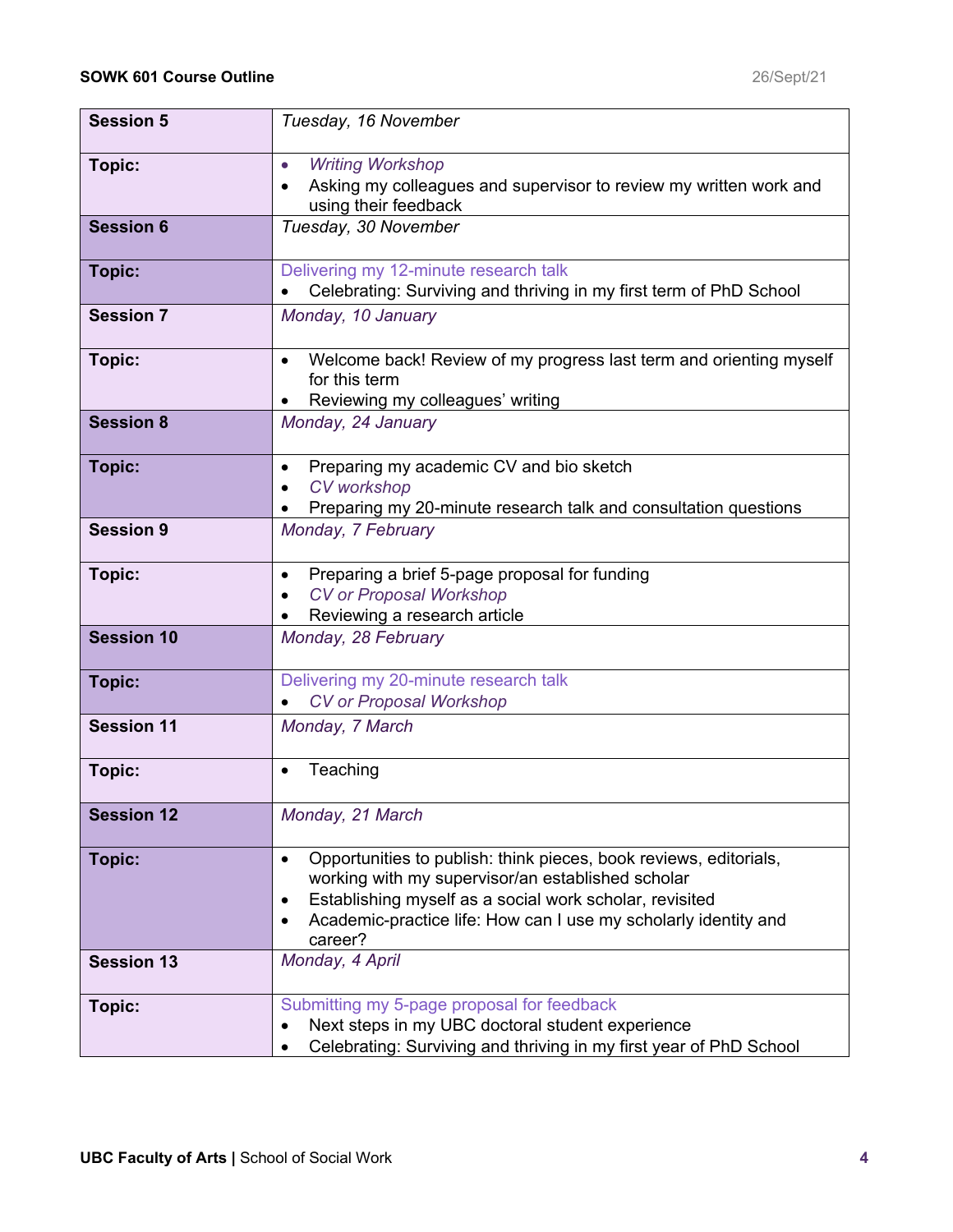| Session 5 | *Tuesday, 16 November* |
|---|---|
| Topic: | • *Writing Workshop*<br>• Asking my colleagues and supervisor to review my written work and using their feedback |
| Session 6 | *Tuesday, 30 November* |
| Topic: | Delivering my 12-minute research talk<br>• Celebrating: Surviving and thriving in my first term of PhD School |
| Session 7 | *Monday, 10 January* |
| Topic: | • Welcome back! Review of my progress last term and orienting myself for this term<br>• Reviewing my colleagues' writing |
| Session 8 | *Monday, 24 January* |
| Topic: | • Preparing my academic CV and bio sketch<br>• *CV workshop*<br>• Preparing my 20-minute research talk and consultation questions |
| Session 9 | *Monday, 7 February* |
| Topic: | • Preparing a brief 5-page proposal for funding<br>• *CV or Proposal Workshop*<br>• Reviewing a research article |
| Session 10 | *Monday, 28 February* |
| Topic: | Delivering my 20-minute research talk<br>• *CV or Proposal Workshop* |
| Session 11 | *Monday, 7 March* |
| Topic: | • Teaching |
| Session 12 | *Monday, 21 March* |
| Topic: | • Opportunities to publish: think pieces, book reviews, editorials, working with my supervisor/an established scholar<br>• Establishing myself as a social work scholar, revisited<br>• Academic-practice life: How can I use my scholarly identity and career? |
| Session 13 | *Monday, 4 April* |
| Topic: | Submitting my 5-page proposal for feedback<br>• Next steps in my UBC doctoral student experience<br>• Celebrating: Surviving and thriving in my first year of PhD School |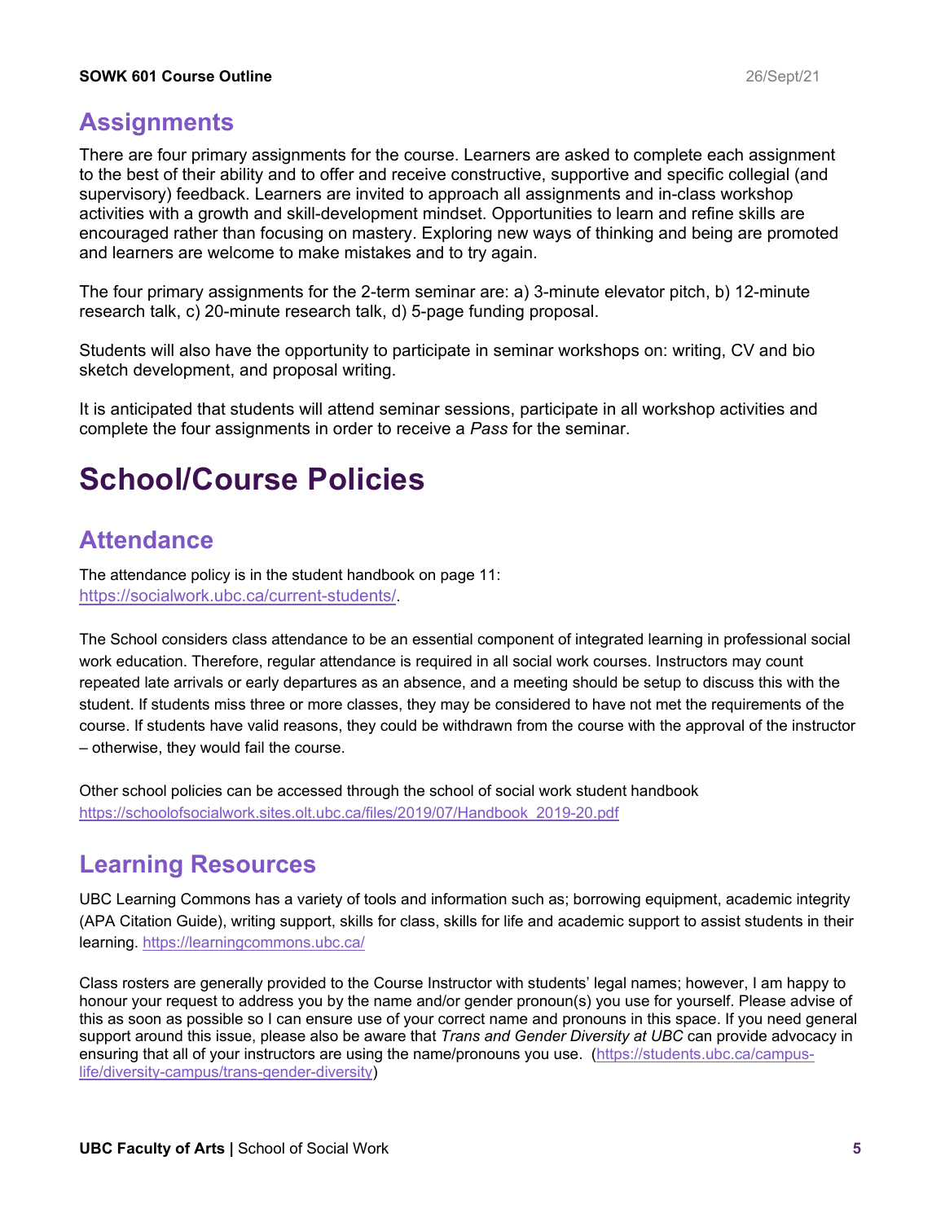## Assignments

There are four primary assignments for the course. Learners are asked to complete each assignment to the best of their ability and to offer and receive constructive, supportive and specific collegial (and supervisory) feedback. Learners are invited to approach all assignments and in-class workshop activities with a growth and skill-development mindset. Opportunities to learn and refine skills are encouraged rather than focusing on mastery. Exploring new ways of thinking and being are promoted and learners are welcome to make mistakes and to try again.

The four primary assignments for the 2-term seminar are: a) 3-minute elevator pitch, b) 12-minute research talk, c) 20-minute research talk, d) 5-page funding proposal.

Students will also have the opportunity to participate in seminar workshops on: writing, CV and bio sketch development, and proposal writing.

It is anticipated that students will attend seminar sessions, participate in all workshop activities and complete the four assignments in order to receive a *Pass* for the seminar.

# School/Course Policies

## Attendance

The attendance policy is in the student handbook on page 11: https://socialwork.ubc.ca/current-students/.

The School considers class attendance to be an essential component of integrated learning in professional social work education. Therefore, regular attendance is required in all social work courses. Instructors may count repeated late arrivals or early departures as an absence, and a meeting should be setup to discuss this with the student. If students miss three or more classes, they may be considered to have not met the requirements of the course. If students have valid reasons, they could be withdrawn from the course with the approval of the instructor – otherwise, they would fail the course.

Other school policies can be accessed through the school of social work student handbook https://schoolofsocialwork.sites.olt.ubc.ca/files/2019/07/Handbook_2019-20.pdf

## Learning Resources

UBC Learning Commons has a variety of tools and information such as; borrowing equipment, academic integrity (APA Citation Guide), writing support, skills for class, skills for life and academic support to assist students in their learning. https://learningcommons.ubc.ca/

Class rosters are generally provided to the Course Instructor with students' legal names; however, I am happy to honour your request to address you by the name and/or gender pronoun(s) you use for yourself. Please advise of this as soon as possible so I can ensure use of your correct name and pronouns in this space. If you need general support around this issue, please also be aware that *Trans and Gender Diversity at UBC* can provide advocacy in ensuring that all of your instructors are using the name/pronouns you use. (https://students.ubc.ca/campus-life/diversity-campus/trans-gender-diversity)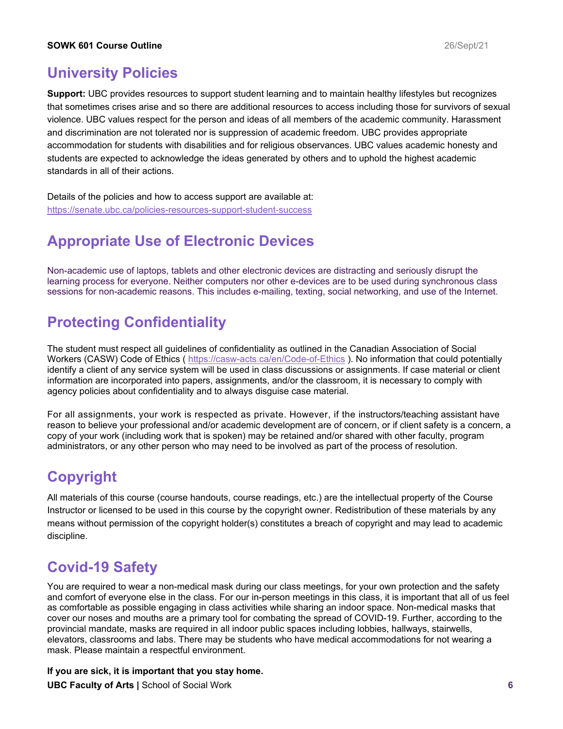## University Policies

**Support:** UBC provides resources to support student learning and to maintain healthy lifestyles but recognizes that sometimes crises arise and so there are additional resources to access including those for survivors of sexual violence. UBC values respect for the person and ideas of all members of the academic community. Harassment and discrimination are not tolerated nor is suppression of academic freedom. UBC provides appropriate accommodation for students with disabilities and for religious observances. UBC values academic honesty and students are expected to acknowledge the ideas generated by others and to uphold the highest academic standards in all of their actions.

Details of the policies and how to access support are available at:
https://senate.ubc.ca/policies-resources-support-student-success

## Appropriate Use of Electronic Devices

Non-academic use of laptops, tablets and other electronic devices are distracting and seriously disrupt the learning process for everyone. Neither computers nor other e-devices are to be used during synchronous class sessions for non-academic reasons. This includes e-mailing, texting, social networking, and use of the Internet.

## Protecting Confidentiality

The student must respect all guidelines of confidentiality as outlined in the Canadian Association of Social Workers (CASW) Code of Ethics ( https://casw-acts.ca/en/Code-of-Ethics ). No information that could potentially identify a client of any service system will be used in class discussions or assignments. If case material or client information are incorporated into papers, assignments, and/or the classroom, it is necessary to comply with agency policies about confidentiality and to always disguise case material.

For all assignments, your work is respected as private. However, if the instructors/teaching assistant have reason to believe your professional and/or academic development are of concern, or if client safety is a concern, a copy of your work (including work that is spoken) may be retained and/or shared with other faculty, program administrators, or any other person who may need to be involved as part of the process of resolution.

## Copyright

All materials of this course (course handouts, course readings, etc.) are the intellectual property of the Course Instructor or licensed to be used in this course by the copyright owner. Redistribution of these materials by any means without permission of the copyright holder(s) constitutes a breach of copyright and may lead to academic discipline.

## Covid-19 Safety

You are required to wear a non-medical mask during our class meetings, for your own protection and the safety and comfort of everyone else in the class. For our in-person meetings in this class, it is important that all of us feel as comfortable as possible engaging in class activities while sharing an indoor space. Non-medical masks that cover our noses and mouths are a primary tool for combating the spread of COVID-19. Further, according to the provincial mandate, masks are required in all indoor public spaces including lobbies, hallways, stairwells, elevators, classrooms and labs. There may be students who have medical accommodations for not wearing a mask. Please maintain a respectful environment.

**If you are sick, it is important that you stay home.**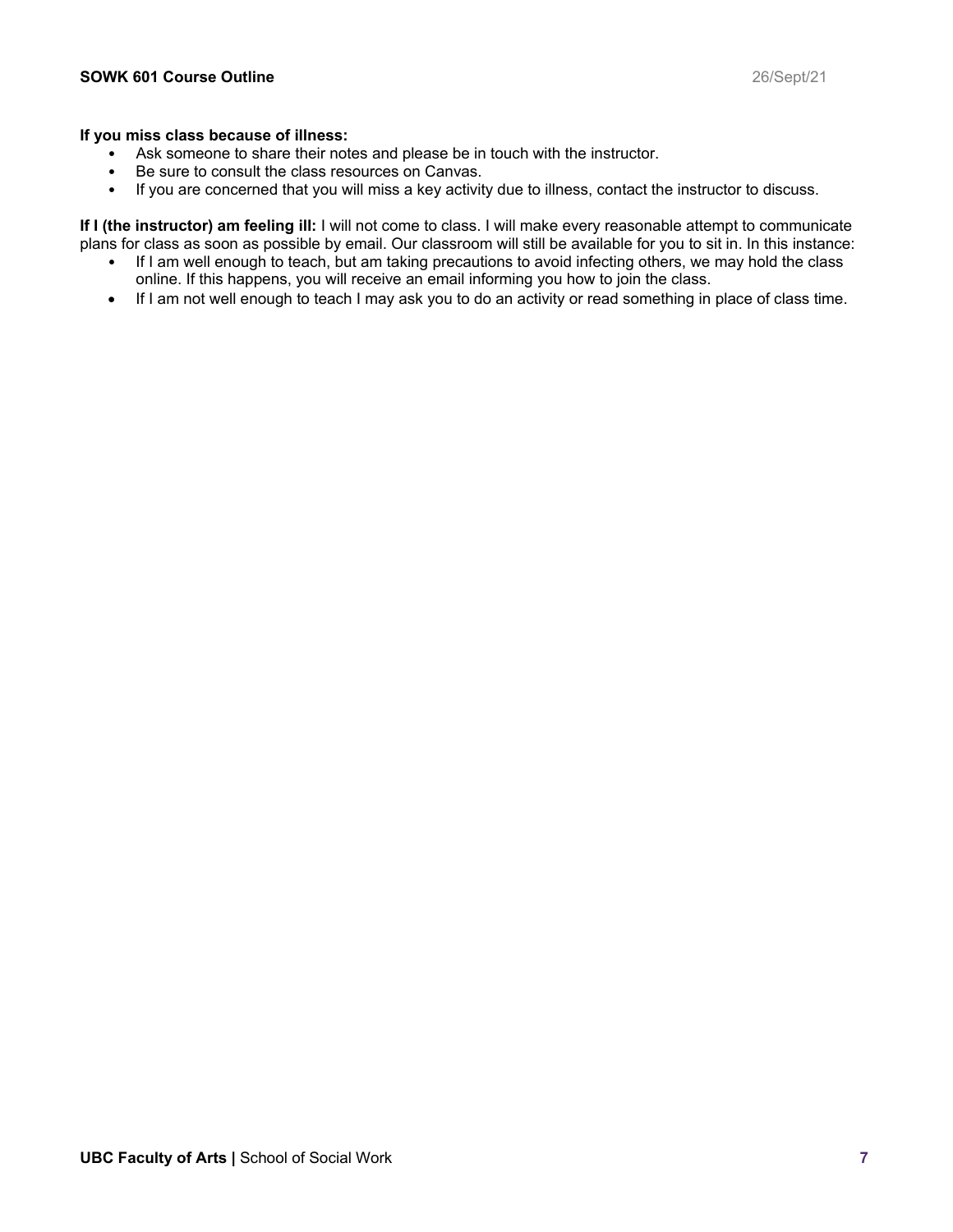**If you miss class because of illness:**

- Ask someone to share their notes and please be in touch with the instructor.
- Be sure to consult the class resources on Canvas.
- If you are concerned that you will miss a key activity due to illness, contact the instructor to discuss.

**If I (the instructor) am feeling ill:** I will not come to class. I will make every reasonable attempt to communicate plans for class as soon as possible by email. Our classroom will still be available for you to sit in. In this instance:

- If I am well enough to teach, but am taking precautions to avoid infecting others, we may hold the class online. If this happens, you will receive an email informing you how to join the class.
- If I am not well enough to teach I may ask you to do an activity or read something in place of class time.